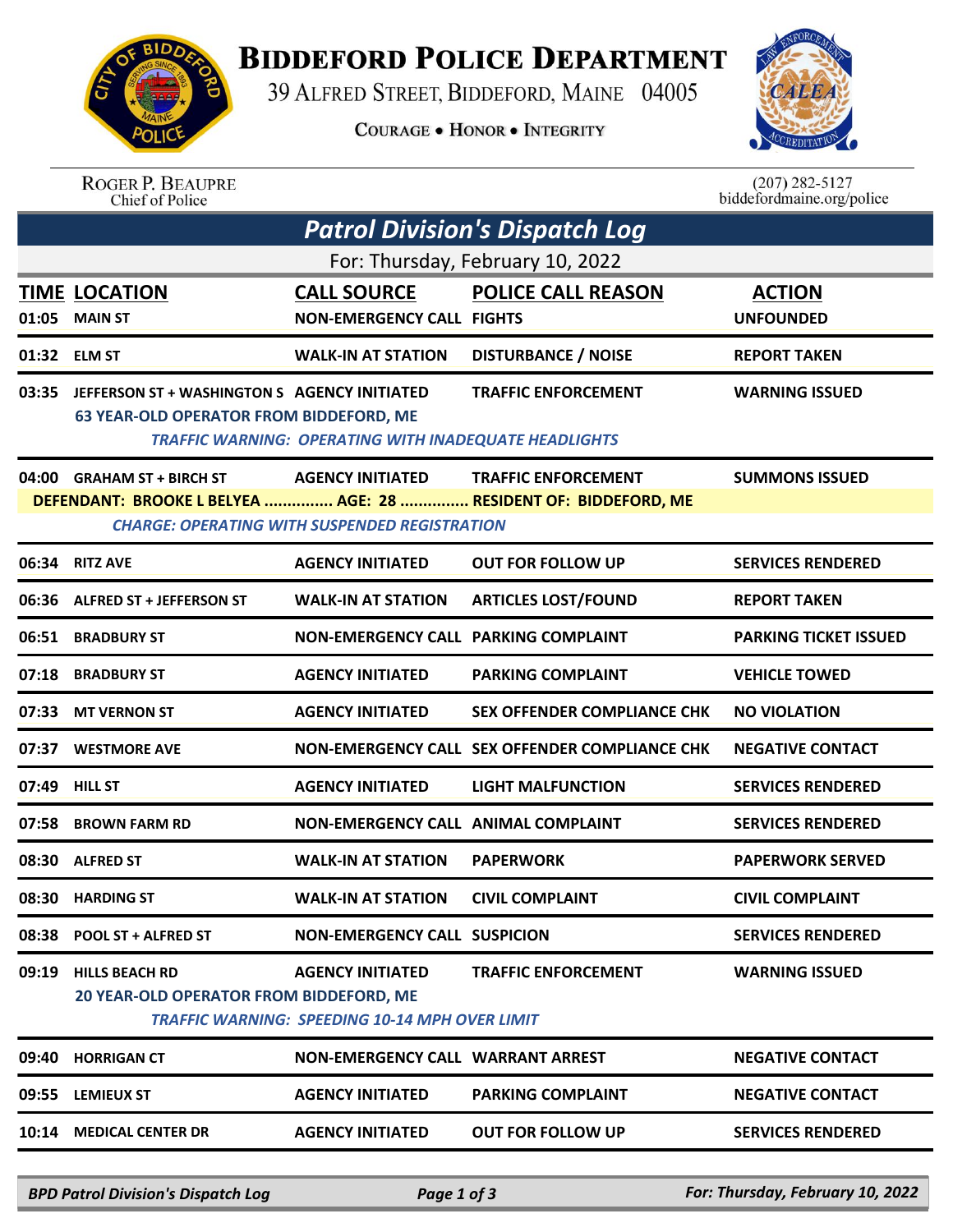# Biddeford Police Department

39 Alfred Street, Biddeford, Maine 04005

Courage • Honor • Integrity

Roger P. Beaupre
Chief of Police

(207) 282-5127
biddefordmaine.org/police

## Patrol Division's Dispatch Log

For: Thursday, February 10, 2022

| TIME | LOCATION | CALL SOURCE | POLICE CALL REASON | ACTION |
|---|---|---|---|---|
| 01:05 | MAIN ST | NON-EMERGENCY CALL | FIGHTS | UNFOUNDED |
| 01:32 | ELM ST | WALK-IN AT STATION | DISTURBANCE / NOISE | REPORT TAKEN |
| 03:35 | JEFFERSON ST + WASHINGTON S | AGENCY INITIATED | TRAFFIC ENFORCEMENT | WARNING ISSUED |
| | 63 YEAR-OLD OPERATOR FROM BIDDEFORD, ME | | | |
| | *TRAFFIC WARNING: OPERATING WITH INADEQUATE HEADLIGHTS* | | | |
| 04:00 | GRAHAM ST + BIRCH ST | AGENCY INITIATED | TRAFFIC ENFORCEMENT | SUMMONS ISSUED |
| | DEFENDANT: BROOKE L BELYEA ............... AGE: 28 ............... RESIDENT OF: BIDDEFORD, ME | | | |
| | *CHARGE: OPERATING WITH SUSPENDED REGISTRATION* | | | |
| 06:34 | RITZ AVE | AGENCY INITIATED | OUT FOR FOLLOW UP | SERVICES RENDERED |
| 06:36 | ALFRED ST + JEFFERSON ST | WALK-IN AT STATION | ARTICLES LOST/FOUND | REPORT TAKEN |
| 06:51 | BRADBURY ST | NON-EMERGENCY CALL | PARKING COMPLAINT | PARKING TICKET ISSUED |
| 07:18 | BRADBURY ST | AGENCY INITIATED | PARKING COMPLAINT | VEHICLE TOWED |
| 07:33 | MT VERNON ST | AGENCY INITIATED | SEX OFFENDER COMPLIANCE CHK | NO VIOLATION |
| 07:37 | WESTMORE AVE | NON-EMERGENCY CALL | SEX OFFENDER COMPLIANCE CHK | NEGATIVE CONTACT |
| 07:49 | HILL ST | AGENCY INITIATED | LIGHT MALFUNCTION | SERVICES RENDERED |
| 07:58 | BROWN FARM RD | NON-EMERGENCY CALL | ANIMAL COMPLAINT | SERVICES RENDERED |
| 08:30 | ALFRED ST | WALK-IN AT STATION | PAPERWORK | PAPERWORK SERVED |
| 08:30 | HARDING ST | WALK-IN AT STATION | CIVIL COMPLAINT | CIVIL COMPLAINT |
| 08:38 | POOL ST + ALFRED ST | NON-EMERGENCY CALL | SUSPICION | SERVICES RENDERED |
| 09:19 | HILLS BEACH RD | AGENCY INITIATED | TRAFFIC ENFORCEMENT | WARNING ISSUED |
| | 20 YEAR-OLD OPERATOR FROM BIDDEFORD, ME | | | |
| | *TRAFFIC WARNING: SPEEDING 10-14 MPH OVER LIMIT* | | | |
| 09:40 | HORRIGAN CT | NON-EMERGENCY CALL | WARRANT ARREST | NEGATIVE CONTACT |
| 09:55 | LEMIEUX ST | AGENCY INITIATED | PARKING COMPLAINT | NEGATIVE CONTACT |
| 10:14 | MEDICAL CENTER DR | AGENCY INITIATED | OUT FOR FOLLOW UP | SERVICES RENDERED |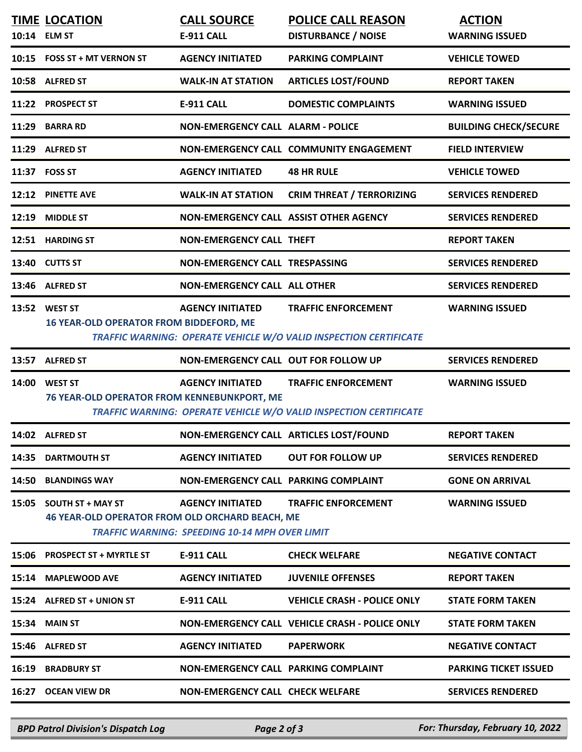| TIME | LOCATION | CALL SOURCE | POLICE CALL REASON | ACTION |
|---|---|---|---|---|
| 10:14 | ELM ST | E-911 CALL | DISTURBANCE / NOISE | WARNING ISSUED |
| 10:15 | FOSS ST + MT VERNON ST | AGENCY INITIATED | PARKING COMPLAINT | VEHICLE TOWED |
| 10:58 | ALFRED ST | WALK-IN AT STATION | ARTICLES LOST/FOUND | REPORT TAKEN |
| 11:22 | PROSPECT ST | E-911 CALL | DOMESTIC COMPLAINTS | WARNING ISSUED |
| 11:29 | BARRA RD | NON-EMERGENCY CALL | ALARM - POLICE | BUILDING CHECK/SECURE |
| 11:29 | ALFRED ST | NON-EMERGENCY CALL | COMMUNITY ENGAGEMENT | FIELD INTERVIEW |
| 11:37 | FOSS ST | AGENCY INITIATED | 48 HR RULE | VEHICLE TOWED |
| 12:12 | PINETTE AVE | WALK-IN AT STATION | CRIM THREAT / TERRORIZING | SERVICES RENDERED |
| 12:19 | MIDDLE ST | NON-EMERGENCY CALL | ASSIST OTHER AGENCY | SERVICES RENDERED |
| 12:51 | HARDING ST | NON-EMERGENCY CALL | THEFT | REPORT TAKEN |
| 13:40 | CUTTS ST | NON-EMERGENCY CALL | TRESPASSING | SERVICES RENDERED |
| 13:46 | ALFRED ST | NON-EMERGENCY CALL | ALL OTHER | SERVICES RENDERED |
| 13:52 | WEST ST<br>16 YEAR-OLD OPERATOR FROM BIDDEFORD, ME | AGENCY INITIATED | TRAFFIC ENFORCEMENT<br>*TRAFFIC WARNING: OPERATE VEHICLE W/O VALID INSPECTION CERTIFICATE* | WARNING ISSUED |
| 13:57 | ALFRED ST | NON-EMERGENCY CALL | OUT FOR FOLLOW UP | SERVICES RENDERED |
| 14:00 | WEST ST<br>76 YEAR-OLD OPERATOR FROM KENNEBUNKPORT, ME | AGENCY INITIATED | TRAFFIC ENFORCEMENT<br>*TRAFFIC WARNING: OPERATE VEHICLE W/O VALID INSPECTION CERTIFICATE* | WARNING ISSUED |
| 14:02 | ALFRED ST | NON-EMERGENCY CALL | ARTICLES LOST/FOUND | REPORT TAKEN |
| 14:35 | DARTMOUTH ST | AGENCY INITIATED | OUT FOR FOLLOW UP | SERVICES RENDERED |
| 14:50 | BLANDINGS WAY | NON-EMERGENCY CALL | PARKING COMPLAINT | GONE ON ARRIVAL |
| 15:05 | SOUTH ST + MAY ST<br>46 YEAR-OLD OPERATOR FROM OLD ORCHARD BEACH, ME | AGENCY INITIATED<br>*TRAFFIC WARNING: SPEEDING 10-14 MPH OVER LIMIT* | TRAFFIC ENFORCEMENT | WARNING ISSUED |
| 15:06 | PROSPECT ST + MYRTLE ST | E-911 CALL | CHECK WELFARE | NEGATIVE CONTACT |
| 15:14 | MAPLEWOOD AVE | AGENCY INITIATED | JUVENILE OFFENSES | REPORT TAKEN |
| 15:24 | ALFRED ST + UNION ST | E-911 CALL | VEHICLE CRASH - POLICE ONLY | STATE FORM TAKEN |
| 15:34 | MAIN ST | NON-EMERGENCY CALL | VEHICLE CRASH - POLICE ONLY | STATE FORM TAKEN |
| 15:46 | ALFRED ST | AGENCY INITIATED | PAPERWORK | NEGATIVE CONTACT |
| 16:19 | BRADBURY ST | NON-EMERGENCY CALL | PARKING COMPLAINT | PARKING TICKET ISSUED |
| 16:27 | OCEAN VIEW DR | NON-EMERGENCY CALL | CHECK WELFARE | SERVICES RENDERED |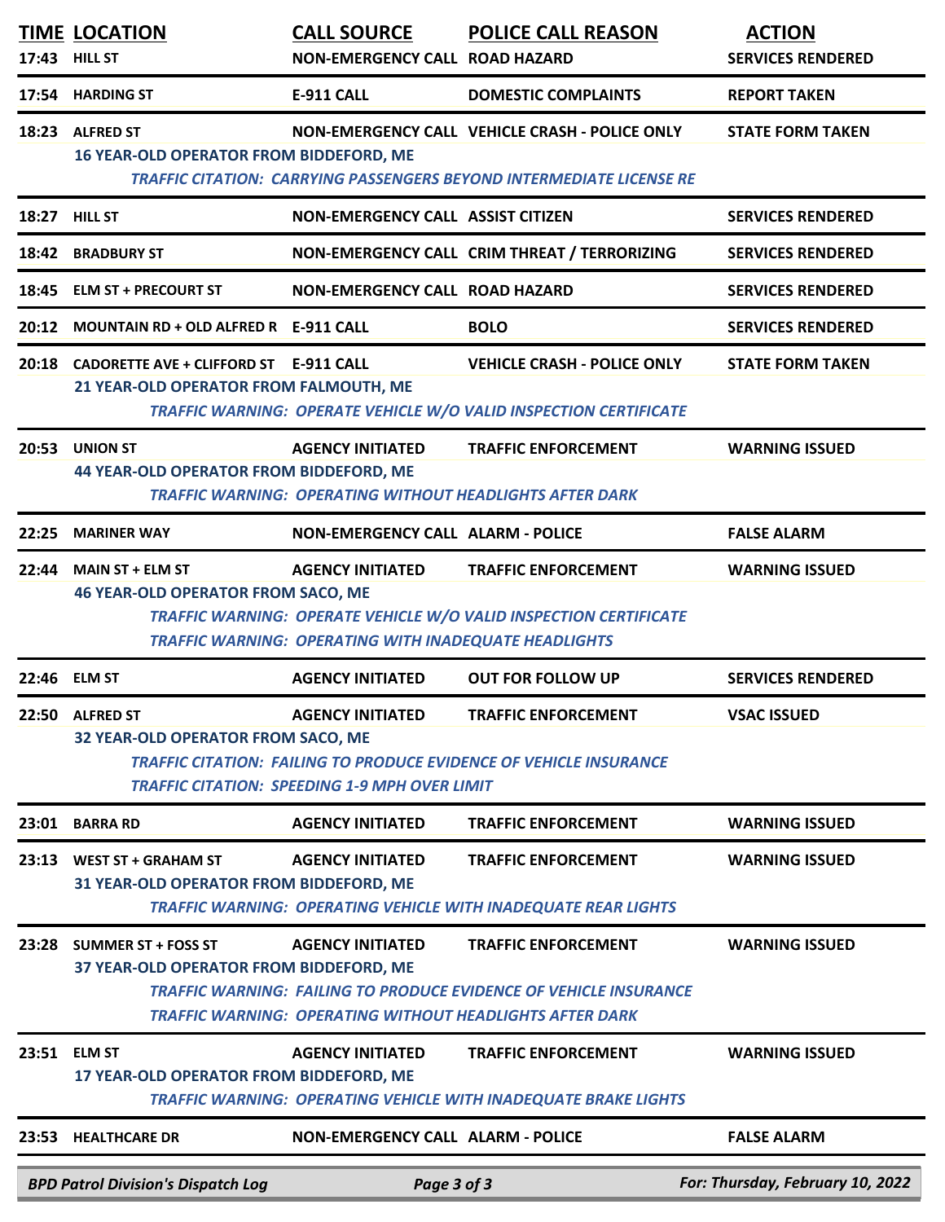| TIME | LOCATION | CALL SOURCE | POLICE CALL REASON | ACTION |
|---|---|---|---|---|
| 17:43 | HILL ST | NON-EMERGENCY CALL | ROAD HAZARD | SERVICES RENDERED |
| 17:54 | HARDING ST | E-911 CALL | DOMESTIC COMPLAINTS | REPORT TAKEN |
| 18:23 | ALFRED ST | NON-EMERGENCY CALL | VEHICLE CRASH - POLICE ONLY | STATE FORM TAKEN |
| | 16 YEAR-OLD OPERATOR FROM BIDDEFORD, ME | | | |
| | *TRAFFIC CITATION: CARRYING PASSENGERS BEYOND INTERMEDIATE LICENSE RE* | | | |
| 18:27 | HILL ST | NON-EMERGENCY CALL | ASSIST CITIZEN | SERVICES RENDERED |
| 18:42 | BRADBURY ST | NON-EMERGENCY CALL | CRIM THREAT / TERRORIZING | SERVICES RENDERED |
| 18:45 | ELM ST + PRECOURT ST | NON-EMERGENCY CALL | ROAD HAZARD | SERVICES RENDERED |
| 20:12 | MOUNTAIN RD + OLD ALFRED R | E-911 CALL | BOLO | SERVICES RENDERED |
| 20:18 | CADORETTE AVE + CLIFFORD ST | E-911 CALL | VEHICLE CRASH - POLICE ONLY | STATE FORM TAKEN |
| | 21 YEAR-OLD OPERATOR FROM FALMOUTH, ME | | | |
| | *TRAFFIC WARNING: OPERATE VEHICLE W/O VALID INSPECTION CERTIFICATE* | | | |
| 20:53 | UNION ST | AGENCY INITIATED | TRAFFIC ENFORCEMENT | WARNING ISSUED |
| | 44 YEAR-OLD OPERATOR FROM BIDDEFORD, ME | | | |
| | *TRAFFIC WARNING: OPERATING WITHOUT HEADLIGHTS AFTER DARK* | | | |
| 22:25 | MARINER WAY | NON-EMERGENCY CALL | ALARM - POLICE | FALSE ALARM |
| 22:44 | MAIN ST + ELM ST | AGENCY INITIATED | TRAFFIC ENFORCEMENT | WARNING ISSUED |
| | 46 YEAR-OLD OPERATOR FROM SACO, ME | | | |
| | *TRAFFIC WARNING: OPERATE VEHICLE W/O VALID INSPECTION CERTIFICATE* | | | |
| | *TRAFFIC WARNING: OPERATING WITH INADEQUATE HEADLIGHTS* | | | |
| 22:46 | ELM ST | AGENCY INITIATED | OUT FOR FOLLOW UP | SERVICES RENDERED |
| 22:50 | ALFRED ST | AGENCY INITIATED | TRAFFIC ENFORCEMENT | VSAC ISSUED |
| | 32 YEAR-OLD OPERATOR FROM SACO, ME | | | |
| | *TRAFFIC CITATION: FAILING TO PRODUCE EVIDENCE OF VEHICLE INSURANCE* | | | |
| | *TRAFFIC CITATION: SPEEDING 1-9 MPH OVER LIMIT* | | | |
| 23:01 | BARRA RD | AGENCY INITIATED | TRAFFIC ENFORCEMENT | WARNING ISSUED |
| 23:13 | WEST ST + GRAHAM ST | AGENCY INITIATED | TRAFFIC ENFORCEMENT | WARNING ISSUED |
| | 31 YEAR-OLD OPERATOR FROM BIDDEFORD, ME | | | |
| | *TRAFFIC WARNING: OPERATING VEHICLE WITH INADEQUATE REAR LIGHTS* | | | |
| 23:28 | SUMMER ST + FOSS ST | AGENCY INITIATED | TRAFFIC ENFORCEMENT | WARNING ISSUED |
| | 37 YEAR-OLD OPERATOR FROM BIDDEFORD, ME | | | |
| | *TRAFFIC WARNING: FAILING TO PRODUCE EVIDENCE OF VEHICLE INSURANCE* | | | |
| | *TRAFFIC WARNING: OPERATING WITHOUT HEADLIGHTS AFTER DARK* | | | |
| 23:51 | ELM ST | AGENCY INITIATED | TRAFFIC ENFORCEMENT | WARNING ISSUED |
| | 17 YEAR-OLD OPERATOR FROM BIDDEFORD, ME | | | |
| | *TRAFFIC WARNING: OPERATING VEHICLE WITH INADEQUATE BRAKE LIGHTS* | | | |
| 23:53 | HEALTHCARE DR | NON-EMERGENCY CALL | ALARM - POLICE | FALSE ALARM |

*BPD Patrol Division's Dispatch Log* — *For: Thursday, February 10, 2022*